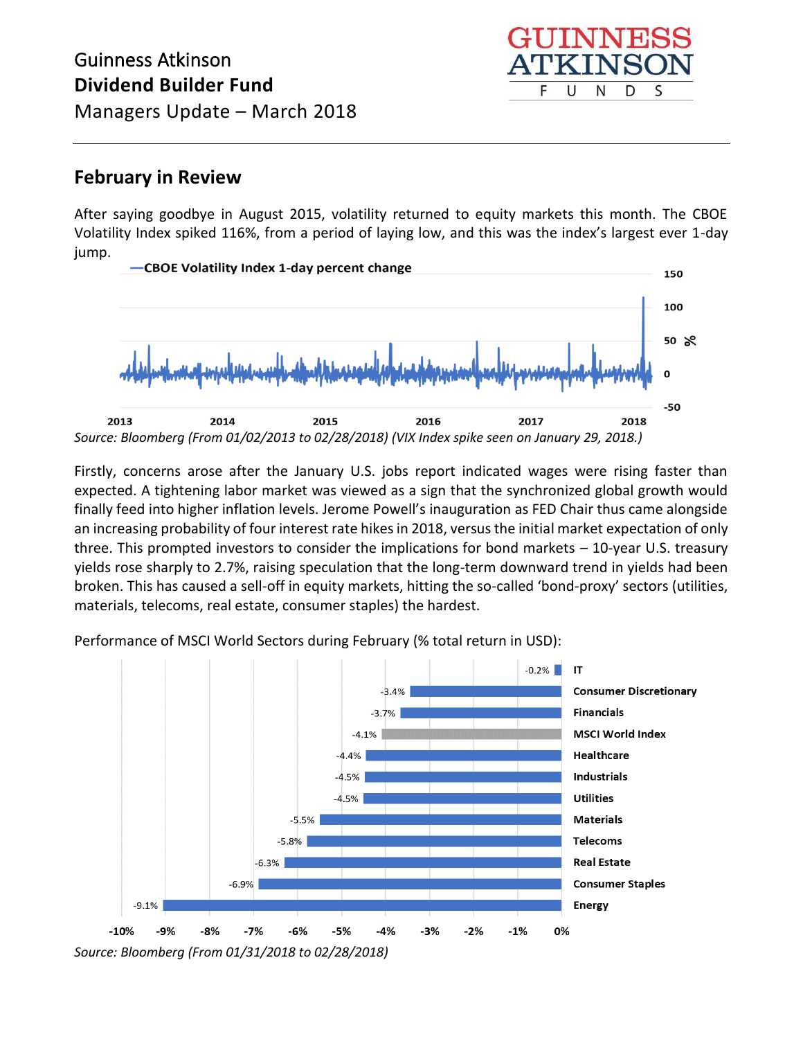Guinness Atkinson
**Dividend Builder Fund**
Managers Update – March 2018

GUINNESS ATKINSON FUNDS

## February in Review

After saying goodbye in August 2015, volatility returned to equity markets this month. The CBOE Volatility Index spiked 116%, from a period of laying low, and this was the index's largest ever 1-day jump.

*Source: Bloomberg (From 01/02/2013 to 02/28/2018) (VIX Index spike seen on January 29, 2018.)*

Firstly, concerns arose after the January U.S. jobs report indicated wages were rising faster than expected. A tightening labor market was viewed as a sign that the synchronized global growth would finally feed into higher inflation levels. Jerome Powell's inauguration as FED Chair thus came alongside an increasing probability of four interest rate hikes in 2018, versus the initial market expectation of only three. This prompted investors to consider the implications for bond markets – 10-year U.S. treasury yields rose sharply to 2.7%, raising speculation that the long-term downward trend in yields had been broken. This has caused a sell-off in equity markets, hitting the so-called 'bond-proxy' sectors (utilities, materials, telecoms, real estate, consumer staples) the hardest.

Performance of MSCI World Sectors during February (% total return in USD):

| Sector | Return |
|---|---|
| IT | -0.2% |
| Consumer Discretionary | -3.4% |
| Financials | -3.7% |
| MSCI World Index | -4.1% |
| Healthcare | -4.4% |
| Industrials | -4.5% |
| Utilities | -4.5% |
| Materials | -5.5% |
| Telecoms | -5.8% |
| Real Estate | -6.3% |
| Consumer Staples | -6.9% |
| Energy | -9.1% |

*Source: Bloomberg (From 01/31/2018 to 02/28/2018)*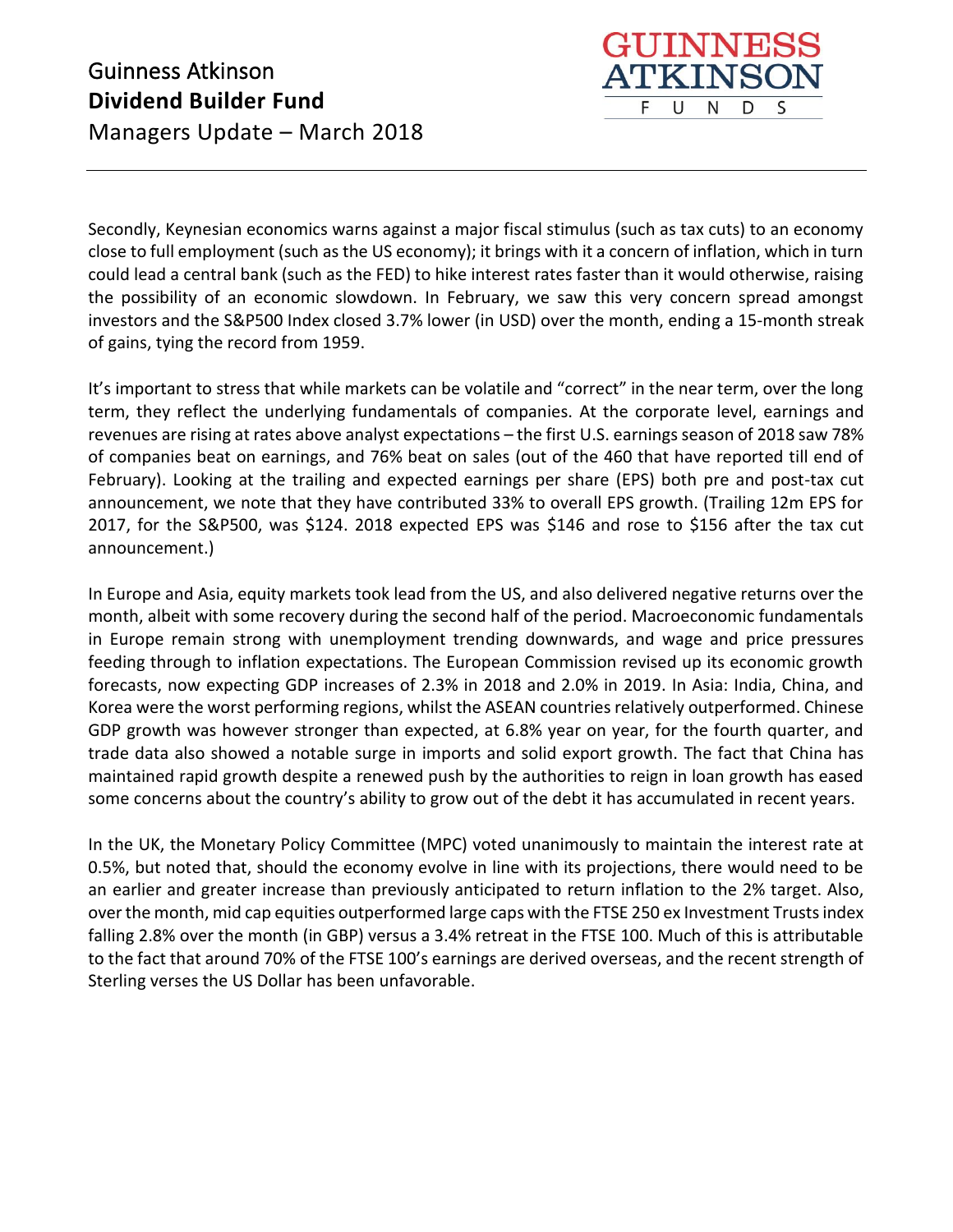Secondly, Keynesian economics warns against a major fiscal stimulus (such as tax cuts) to an economy close to full employment (such as the US economy); it brings with it a concern of inflation, which in turn could lead a central bank (such as the FED) to hike interest rates faster than it would otherwise, raising the possibility of an economic slowdown. In February, we saw this very concern spread amongst investors and the S&P500 Index closed 3.7% lower (in USD) over the month, ending a 15-month streak of gains, tying the record from 1959.

It's important to stress that while markets can be volatile and "correct" in the near term, over the long term, they reflect the underlying fundamentals of companies. At the corporate level, earnings and revenues are rising at rates above analyst expectations – the first U.S. earnings season of 2018 saw 78% of companies beat on earnings, and 76% beat on sales (out of the 460 that have reported till end of February). Looking at the trailing and expected earnings per share (EPS) both pre and post-tax cut announcement, we note that they have contributed 33% to overall EPS growth. (Trailing 12m EPS for 2017, for the S&P500, was $124. 2018 expected EPS was $146 and rose to $156 after the tax cut announcement.)

In Europe and Asia, equity markets took lead from the US, and also delivered negative returns over the month, albeit with some recovery during the second half of the period. Macroeconomic fundamentals in Europe remain strong with unemployment trending downwards, and wage and price pressures feeding through to inflation expectations. The European Commission revised up its economic growth forecasts, now expecting GDP increases of 2.3% in 2018 and 2.0% in 2019. In Asia: India, China, and Korea were the worst performing regions, whilst the ASEAN countries relatively outperformed. Chinese GDP growth was however stronger than expected, at 6.8% year on year, for the fourth quarter, and trade data also showed a notable surge in imports and solid export growth. The fact that China has maintained rapid growth despite a renewed push by the authorities to reign in loan growth has eased some concerns about the country's ability to grow out of the debt it has accumulated in recent years.

In the UK, the Monetary Policy Committee (MPC) voted unanimously to maintain the interest rate at 0.5%, but noted that, should the economy evolve in line with its projections, there would need to be an earlier and greater increase than previously anticipated to return inflation to the 2% target. Also, over the month, mid cap equities outperformed large caps with the FTSE 250 ex Investment Trusts index falling 2.8% over the month (in GBP) versus a 3.4% retreat in the FTSE 100. Much of this is attributable to the fact that around 70% of the FTSE 100's earnings are derived overseas, and the recent strength of Sterling verses the US Dollar has been unfavorable.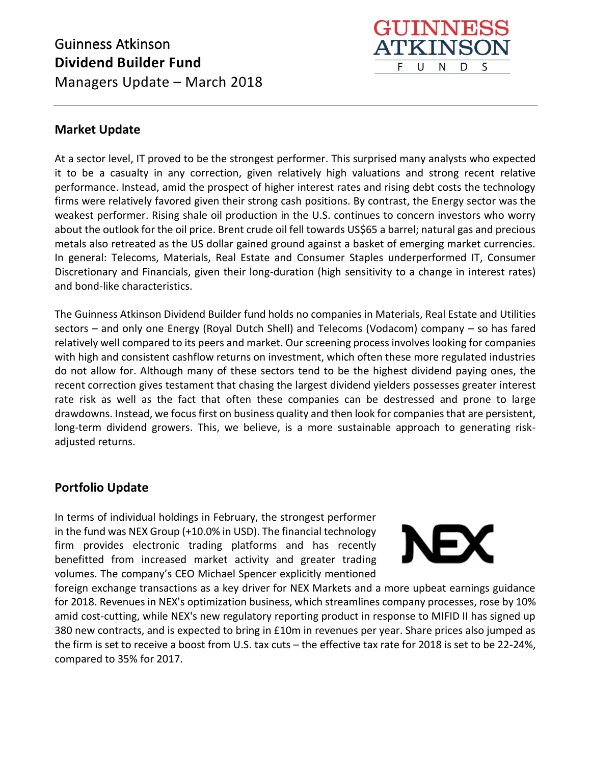Guinness Atkinson
**Dividend Builder Fund**
Managers Update – March 2018

## Market Update

At a sector level, IT proved to be the strongest performer. This surprised many analysts who expected it to be a casualty in any correction, given relatively high valuations and strong recent relative performance. Instead, amid the prospect of higher interest rates and rising debt costs the technology firms were relatively favored given their strong cash positions. By contrast, the Energy sector was the weakest performer. Rising shale oil production in the U.S. continues to concern investors who worry about the outlook for the oil price. Brent crude oil fell towards US$65 a barrel; natural gas and precious metals also retreated as the US dollar gained ground against a basket of emerging market currencies. In general: Telecoms, Materials, Real Estate and Consumer Staples underperformed IT, Consumer Discretionary and Financials, given their long-duration (high sensitivity to a change in interest rates) and bond-like characteristics.

The Guinness Atkinson Dividend Builder fund holds no companies in Materials, Real Estate and Utilities sectors – and only one Energy (Royal Dutch Shell) and Telecoms (Vodacom) company – so has fared relatively well compared to its peers and market. Our screening process involves looking for companies with high and consistent cashflow returns on investment, which often these more regulated industries do not allow for. Although many of these sectors tend to be the highest dividend paying ones, the recent correction gives testament that chasing the largest dividend yielders possesses greater interest rate risk as well as the fact that often these companies can be destressed and prone to large drawdowns. Instead, we focus first on business quality and then look for companies that are persistent, long-term dividend growers. This, we believe, is a more sustainable approach to generating risk-adjusted returns.

## Portfolio Update

In terms of individual holdings in February, the strongest performer in the fund was NEX Group (+10.0% in USD). The financial technology firm provides electronic trading platforms and has recently benefitted from increased market activity and greater trading volumes. The company's CEO Michael Spencer explicitly mentioned foreign exchange transactions as a key driver for NEX Markets and a more upbeat earnings guidance for 2018. Revenues in NEX's optimization business, which streamlines company processes, rose by 10% amid cost-cutting, while NEX's new regulatory reporting product in response to MIFID II has signed up 380 new contracts, and is expected to bring in £10m in revenues per year. Share prices also jumped as the firm is set to receive a boost from U.S. tax cuts – the effective tax rate for 2018 is set to be 22-24%, compared to 35% for 2017.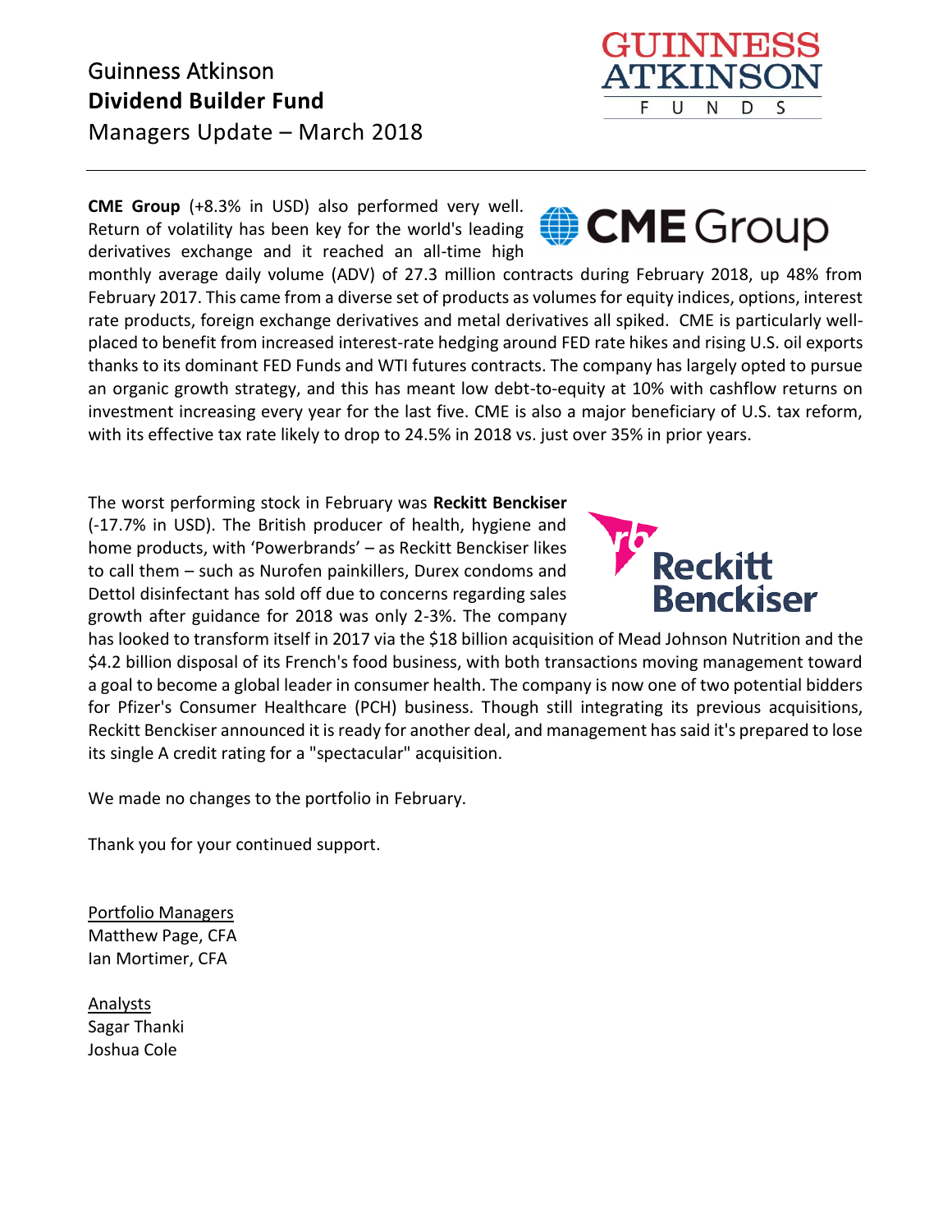**CME Group** (+8.3% in USD) also performed very well. Return of volatility has been key for the world's leading derivatives exchange and it reached an all-time high monthly average daily volume (ADV) of 27.3 million contracts during February 2018, up 48% from February 2017. This came from a diverse set of products as volumes for equity indices, options, interest rate products, foreign exchange derivatives and metal derivatives all spiked. CME is particularly well-placed to benefit from increased interest-rate hedging around FED rate hikes and rising U.S. oil exports thanks to its dominant FED Funds and WTI futures contracts. The company has largely opted to pursue an organic growth strategy, and this has meant low debt-to-equity at 10% with cashflow returns on investment increasing every year for the last five. CME is also a major beneficiary of U.S. tax reform, with its effective tax rate likely to drop to 24.5% in 2018 vs. just over 35% in prior years.

The worst performing stock in February was **Reckitt Benckiser** (-17.7% in USD). The British producer of health, hygiene and home products, with 'Powerbrands' – as Reckitt Benckiser likes to call them – such as Nurofen painkillers, Durex condoms and Dettol disinfectant has sold off due to concerns regarding sales growth after guidance for 2018 was only 2-3%. The company has looked to transform itself in 2017 via the $18 billion acquisition of Mead Johnson Nutrition and the $4.2 billion disposal of its French's food business, with both transactions moving management toward a goal to become a global leader in consumer health. The company is now one of two potential bidders for Pfizer's Consumer Healthcare (PCH) business. Though still integrating its previous acquisitions, Reckitt Benckiser announced it is ready for another deal, and management has said it's prepared to lose its single A credit rating for a "spectacular" acquisition.

We made no changes to the portfolio in February.

Thank you for your continued support.

Portfolio Managers
Matthew Page, CFA
Ian Mortimer, CFA

Analysts
Sagar Thanki
Joshua Cole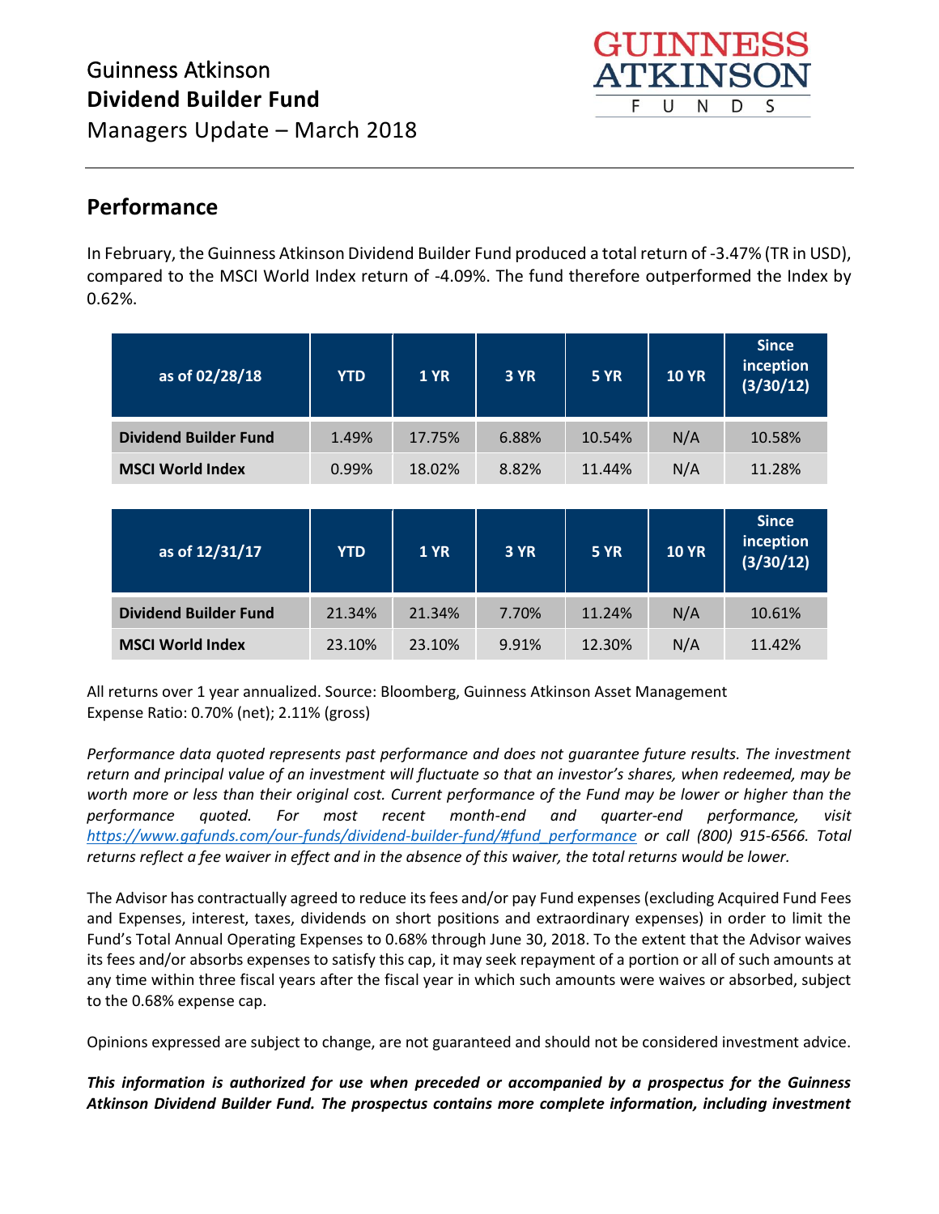# Guinness Atkinson
# Dividend Builder Fund
Managers Update – March 2018

## Performance

In February, the Guinness Atkinson Dividend Builder Fund produced a total return of -3.47% (TR in USD), compared to the MSCI World Index return of -4.09%. The fund therefore outperformed the Index by 0.62%.

| as of 02/28/18 | YTD | 1 YR | 3 YR | 5 YR | 10 YR | Since inception (3/30/12) |
|---|---|---|---|---|---|---|
| **Dividend Builder Fund** | 1.49% | 17.75% | 6.88% | 10.54% | N/A | 10.58% |
| **MSCI World Index** | 0.99% | 18.02% | 8.82% | 11.44% | N/A | 11.28% |

| as of 12/31/17 | YTD | 1 YR | 3 YR | 5 YR | 10 YR | Since inception (3/30/12) |
|---|---|---|---|---|---|---|
| **Dividend Builder Fund** | 21.34% | 21.34% | 7.70% | 11.24% | N/A | 10.61% |
| **MSCI World Index** | 23.10% | 23.10% | 9.91% | 12.30% | N/A | 11.42% |

All returns over 1 year annualized. Source: Bloomberg, Guinness Atkinson Asset Management
Expense Ratio: 0.70% (net); 2.11% (gross)

*Performance data quoted represents past performance and does not guarantee future results. The investment return and principal value of an investment will fluctuate so that an investor's shares, when redeemed, may be worth more or less than their original cost. Current performance of the Fund may be lower or higher than the performance quoted. For most recent month-end and quarter-end performance, visit https://www.gafunds.com/our-funds/dividend-builder-fund/#fund_performance or call (800) 915-6566. Total returns reflect a fee waiver in effect and in the absence of this waiver, the total returns would be lower.*

The Advisor has contractually agreed to reduce its fees and/or pay Fund expenses (excluding Acquired Fund Fees and Expenses, interest, taxes, dividends on short positions and extraordinary expenses) in order to limit the Fund's Total Annual Operating Expenses to 0.68% through June 30, 2018. To the extent that the Advisor waives its fees and/or absorbs expenses to satisfy this cap, it may seek repayment of a portion or all of such amounts at any time within three fiscal years after the fiscal year in which such amounts were waives or absorbed, subject to the 0.68% expense cap.

Opinions expressed are subject to change, are not guaranteed and should not be considered investment advice.

***This information is authorized for use when preceded or accompanied by a prospectus for the Guinness Atkinson Dividend Builder Fund. The prospectus contains more complete information, including investment***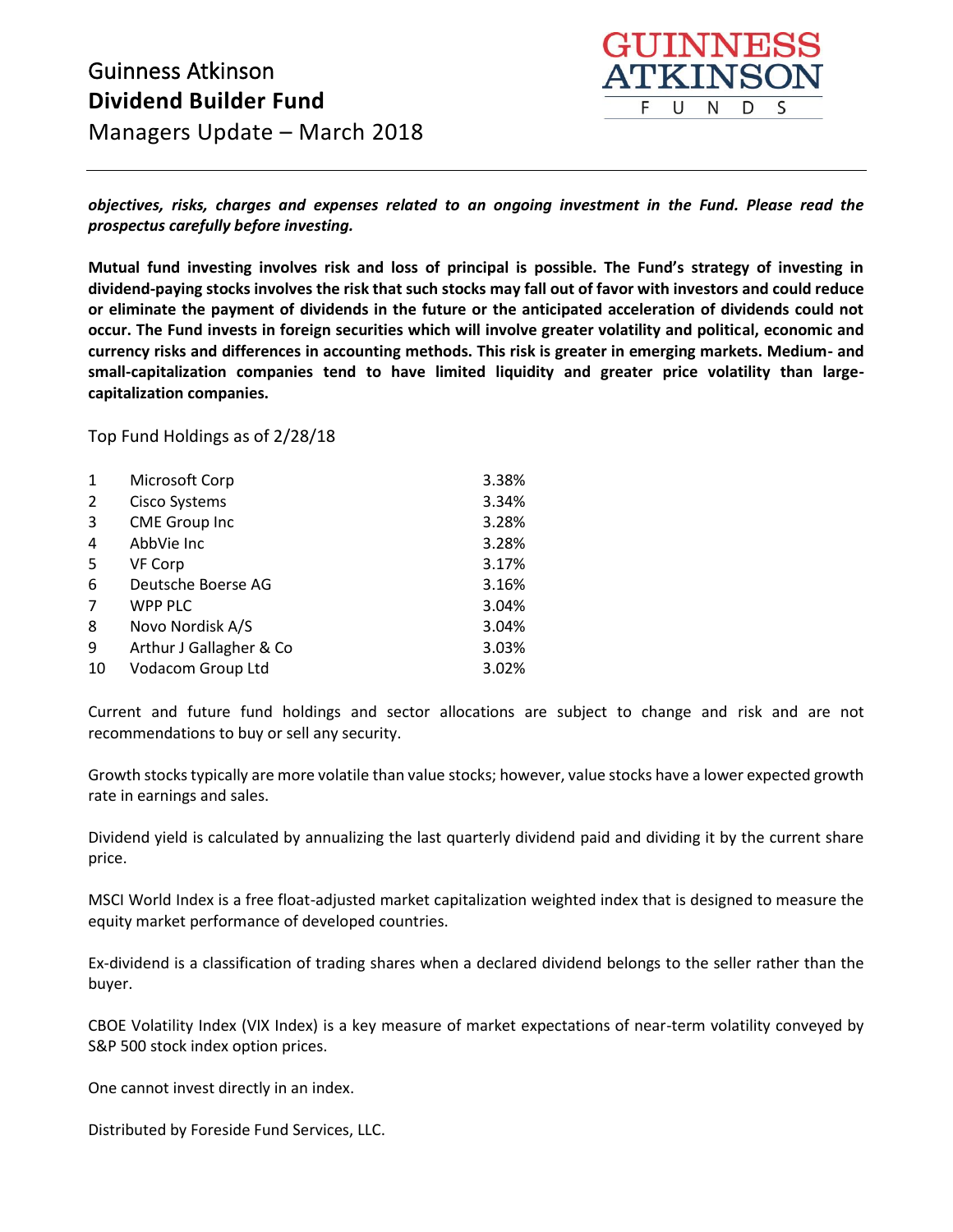***objectives, risks, charges and expenses related to an ongoing investment in the Fund. Please read the prospectus carefully before investing.***

**Mutual fund investing involves risk and loss of principal is possible. The Fund's strategy of investing in dividend-paying stocks involves the risk that such stocks may fall out of favor with investors and could reduce or eliminate the payment of dividends in the future or the anticipated acceleration of dividends could not occur. The Fund invests in foreign securities which will involve greater volatility and political, economic and currency risks and differences in accounting methods. This risk is greater in emerging markets. Medium- and small-capitalization companies tend to have limited liquidity and greater price volatility than large-capitalization companies.**

Top Fund Holdings as of 2/28/18

| | | |
|---|---|---|
| 1 | Microsoft Corp | 3.38% |
| 2 | Cisco Systems | 3.34% |
| 3 | CME Group Inc | 3.28% |
| 4 | AbbVie Inc | 3.28% |
| 5 | VF Corp | 3.17% |
| 6 | Deutsche Boerse AG | 3.16% |
| 7 | WPP PLC | 3.04% |
| 8 | Novo Nordisk A/S | 3.04% |
| 9 | Arthur J Gallagher & Co | 3.03% |
| 10 | Vodacom Group Ltd | 3.02% |

Current and future fund holdings and sector allocations are subject to change and risk and are not recommendations to buy or sell any security.

Growth stocks typically are more volatile than value stocks; however, value stocks have a lower expected growth rate in earnings and sales.

Dividend yield is calculated by annualizing the last quarterly dividend paid and dividing it by the current share price.

MSCI World Index is a free float-adjusted market capitalization weighted index that is designed to measure the equity market performance of developed countries.

Ex-dividend is a classification of trading shares when a declared dividend belongs to the seller rather than the buyer.

CBOE Volatility Index (VIX Index) is a key measure of market expectations of near-term volatility conveyed by S&P 500 stock index option prices.

One cannot invest directly in an index.

Distributed by Foreside Fund Services, LLC.